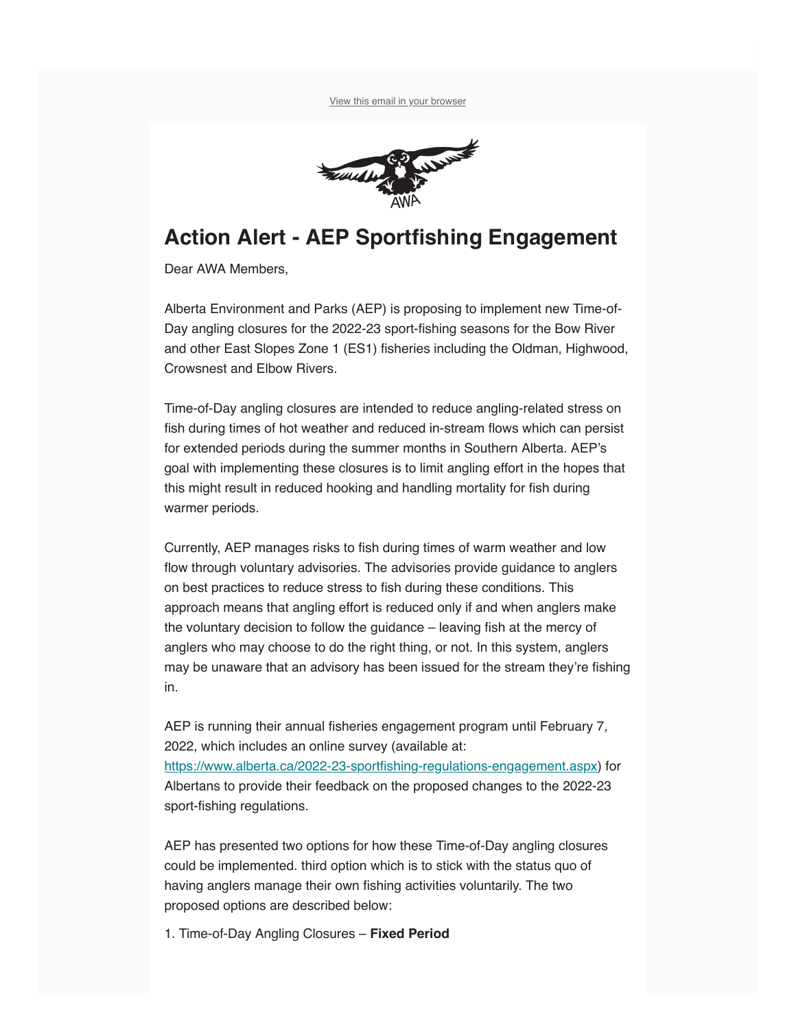View this email in your browser

# Action Alert - AEP Sportfishing Engagement

Dear AWA Members,

Alberta Environment and Parks (AEP) is proposing to implement new Time-of-Day angling closures for the 2022-23 sport-fishing seasons for the Bow River and other East Slopes Zone 1 (ES1) fisheries including the Oldman, Highwood, Crowsnest and Elbow Rivers.

Time-of-Day angling closures are intended to reduce angling-related stress on fish during times of hot weather and reduced in-stream flows which can persist for extended periods during the summer months in Southern Alberta. AEP's goal with implementing these closures is to limit angling effort in the hopes that this might result in reduced hooking and handling mortality for fish during warmer periods.

Currently, AEP manages risks to fish during times of warm weather and low flow through voluntary advisories. The advisories provide guidance to anglers on best practices to reduce stress to fish during these conditions. This approach means that angling effort is reduced only if and when anglers make the voluntary decision to follow the guidance – leaving fish at the mercy of anglers who may choose to do the right thing, or not. In this system, anglers may be unaware that an advisory has been issued for the stream they're fishing in.

AEP is running their annual fisheries engagement program until February 7, 2022, which includes an online survey (available at: https://www.alberta.ca/2022-23-sportfishing-regulations-engagement.aspx) for Albertans to provide their feedback on the proposed changes to the 2022-23 sport-fishing regulations.

AEP has presented two options for how these Time-of-Day angling closures could be implemented. third option which is to stick with the status quo of having anglers manage their own fishing activities voluntarily. The two proposed options are described below:

1. Time-of-Day Angling Closures – **Fixed Period**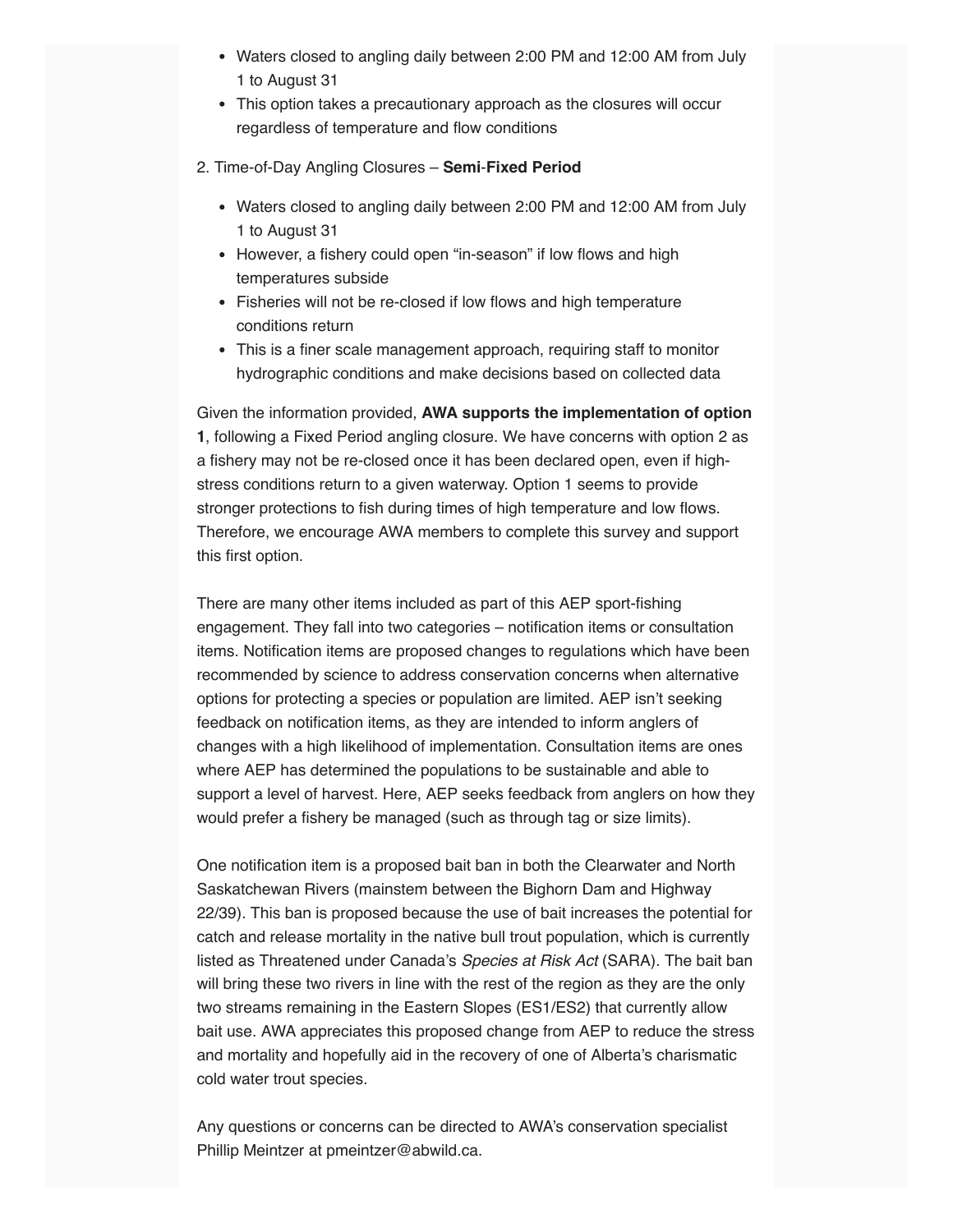- Waters closed to angling daily between 2:00 PM and 12:00 AM from July 1 to August 31
- This option takes a precautionary approach as the closures will occur regardless of temperature and flow conditions

2. Time-of-Day Angling Closures – **Semi-Fixed Period**

- Waters closed to angling daily between 2:00 PM and 12:00 AM from July 1 to August 31
- However, a fishery could open "in-season" if low flows and high temperatures subside
- Fisheries will not be re-closed if low flows and high temperature conditions return
- This is a finer scale management approach, requiring staff to monitor hydrographic conditions and make decisions based on collected data

Given the information provided, **AWA supports the implementation of option 1**, following a Fixed Period angling closure. We have concerns with option 2 as a fishery may not be re-closed once it has been declared open, even if high-stress conditions return to a given waterway. Option 1 seems to provide stronger protections to fish during times of high temperature and low flows. Therefore, we encourage AWA members to complete this survey and support this first option.

There are many other items included as part of this AEP sport-fishing engagement. They fall into two categories – notification items or consultation items. Notification items are proposed changes to regulations which have been recommended by science to address conservation concerns when alternative options for protecting a species or population are limited. AEP isn't seeking feedback on notification items, as they are intended to inform anglers of changes with a high likelihood of implementation. Consultation items are ones where AEP has determined the populations to be sustainable and able to support a level of harvest. Here, AEP seeks feedback from anglers on how they would prefer a fishery be managed (such as through tag or size limits).

One notification item is a proposed bait ban in both the Clearwater and North Saskatchewan Rivers (mainstem between the Bighorn Dam and Highway 22/39). This ban is proposed because the use of bait increases the potential for catch and release mortality in the native bull trout population, which is currently listed as Threatened under Canada's *Species at Risk Act* (SARA). The bait ban will bring these two rivers in line with the rest of the region as they are the only two streams remaining in the Eastern Slopes (ES1/ES2) that currently allow bait use. AWA appreciates this proposed change from AEP to reduce the stress and mortality and hopefully aid in the recovery of one of Alberta's charismatic cold water trout species.

Any questions or concerns can be directed to AWA's conservation specialist Phillip Meintzer at pmeintzer@abwild.ca.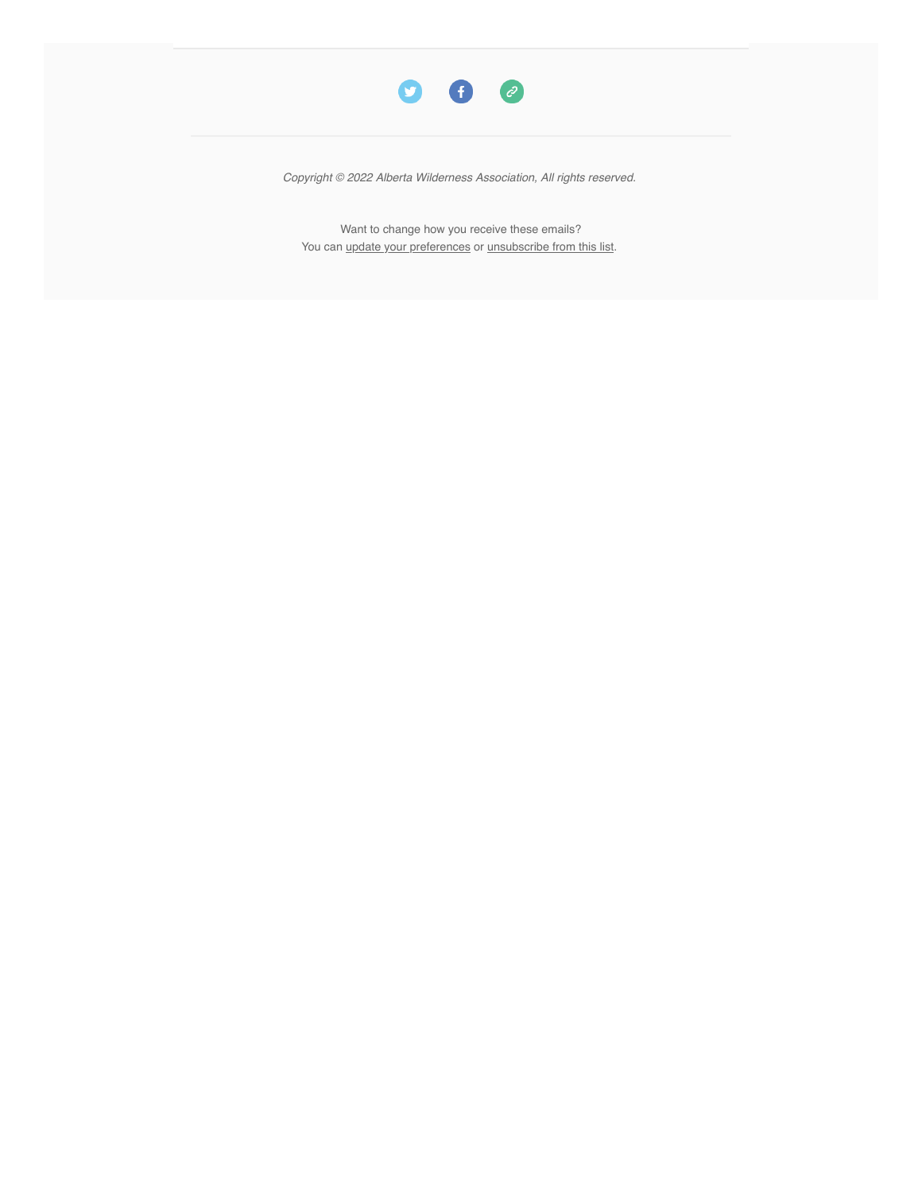*Copyright © 2022 Alberta Wilderness Association, All rights reserved.*

Want to change how you receive these emails?
You can update your preferences or unsubscribe from this list.